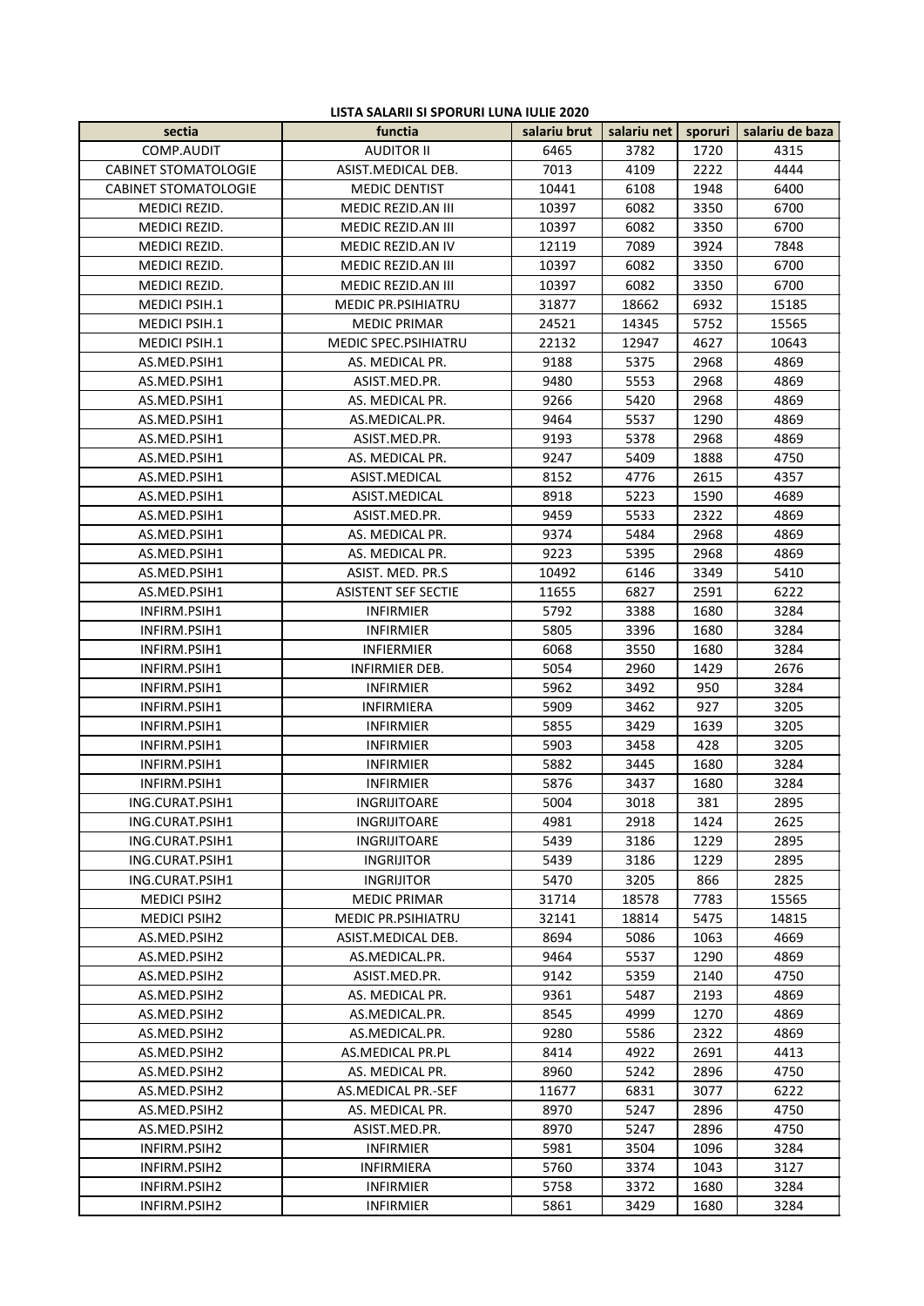**LISTA SALARII SI SPORURI LUNA IULIE 2020**

| sectia | functia | salariu brut | salariu net | sporuri | salariu de baza |
|---|---|---|---|---|---|
| COMP.AUDIT | AUDITOR II | 6465 | 3782 | 1720 | 4315 |
| CABINET STOMATOLOGIE | ASIST.MEDICAL DEB. | 7013 | 4109 | 2222 | 4444 |
| CABINET STOMATOLOGIE | MEDIC DENTIST | 10441 | 6108 | 1948 | 6400 |
| MEDICI REZID. | MEDIC REZID.AN III | 10397 | 6082 | 3350 | 6700 |
| MEDICI REZID. | MEDIC REZID.AN III | 10397 | 6082 | 3350 | 6700 |
| MEDICI REZID. | MEDIC REZID.AN IV | 12119 | 7089 | 3924 | 7848 |
| MEDICI REZID. | MEDIC REZID.AN III | 10397 | 6082 | 3350 | 6700 |
| MEDICI REZID. | MEDIC REZID.AN III | 10397 | 6082 | 3350 | 6700 |
| MEDICI PSIH.1 | MEDIC PR.PSIHIATRU | 31877 | 18662 | 6932 | 15185 |
| MEDICI PSIH.1 | MEDIC PRIMAR | 24521 | 14345 | 5752 | 15565 |
| MEDICI PSIH.1 | MEDIC SPEC.PSIHIATRU | 22132 | 12947 | 4627 | 10643 |
| AS.MED.PSIH1 | AS. MEDICAL PR. | 9188 | 5375 | 2968 | 4869 |
| AS.MED.PSIH1 | ASIST.MED.PR. | 9480 | 5553 | 2968 | 4869 |
| AS.MED.PSIH1 | AS. MEDICAL PR. | 9266 | 5420 | 2968 | 4869 |
| AS.MED.PSIH1 | AS.MEDICAL.PR. | 9464 | 5537 | 1290 | 4869 |
| AS.MED.PSIH1 | ASIST.MED.PR. | 9193 | 5378 | 2968 | 4869 |
| AS.MED.PSIH1 | AS. MEDICAL PR. | 9247 | 5409 | 1888 | 4750 |
| AS.MED.PSIH1 | ASIST.MEDICAL | 8152 | 4776 | 2615 | 4357 |
| AS.MED.PSIH1 | ASIST.MEDICAL | 8918 | 5223 | 1590 | 4689 |
| AS.MED.PSIH1 | ASIST.MED.PR. | 9459 | 5533 | 2322 | 4869 |
| AS.MED.PSIH1 | AS. MEDICAL PR. | 9374 | 5484 | 2968 | 4869 |
| AS.MED.PSIH1 | AS. MEDICAL PR. | 9223 | 5395 | 2968 | 4869 |
| AS.MED.PSIH1 | ASIST. MED. PR.S | 10492 | 6146 | 3349 | 5410 |
| AS.MED.PSIH1 | ASISTENT SEF SECTIE | 11655 | 6827 | 2591 | 6222 |
| INFIRM.PSIH1 | INFIRMIER | 5792 | 3388 | 1680 | 3284 |
| INFIRM.PSIH1 | INFIRMIER | 5805 | 3396 | 1680 | 3284 |
| INFIRM.PSIH1 | INFIERMIER | 6068 | 3550 | 1680 | 3284 |
| INFIRM.PSIH1 | INFIRMIER DEB. | 5054 | 2960 | 1429 | 2676 |
| INFIRM.PSIH1 | INFIRMIER | 5962 | 3492 | 950 | 3284 |
| INFIRM.PSIH1 | INFIRMIERA | 5909 | 3462 | 927 | 3205 |
| INFIRM.PSIH1 | INFIRMIER | 5855 | 3429 | 1639 | 3205 |
| INFIRM.PSIH1 | INFIRMIER | 5903 | 3458 | 428 | 3205 |
| INFIRM.PSIH1 | INFIRMIER | 5882 | 3445 | 1680 | 3284 |
| INFIRM.PSIH1 | INFIRMIER | 5876 | 3437 | 1680 | 3284 |
| ING.CURAT.PSIH1 | INGRIJITOARE | 5004 | 3018 | 381 | 2895 |
| ING.CURAT.PSIH1 | INGRIJITOARE | 4981 | 2918 | 1424 | 2625 |
| ING.CURAT.PSIH1 | INGRIJITOARE | 5439 | 3186 | 1229 | 2895 |
| ING.CURAT.PSIH1 | INGRIJITOR | 5439 | 3186 | 1229 | 2895 |
| ING.CURAT.PSIH1 | INGRIJITOR | 5470 | 3205 | 866 | 2825 |
| MEDICI PSIH2 | MEDIC PRIMAR | 31714 | 18578 | 7783 | 15565 |
| MEDICI PSIH2 | MEDIC PR.PSIHIATRU | 32141 | 18814 | 5475 | 14815 |
| AS.MED.PSIH2 | ASIST.MEDICAL DEB. | 8694 | 5086 | 1063 | 4669 |
| AS.MED.PSIH2 | AS.MEDICAL.PR. | 9464 | 5537 | 1290 | 4869 |
| AS.MED.PSIH2 | ASIST.MED.PR. | 9142 | 5359 | 2140 | 4750 |
| AS.MED.PSIH2 | AS. MEDICAL PR. | 9361 | 5487 | 2193 | 4869 |
| AS.MED.PSIH2 | AS.MEDICAL.PR. | 8545 | 4999 | 1270 | 4869 |
| AS.MED.PSIH2 | AS.MEDICAL.PR. | 9280 | 5586 | 2322 | 4869 |
| AS.MED.PSIH2 | AS.MEDICAL PR.PL | 8414 | 4922 | 2691 | 4413 |
| AS.MED.PSIH2 | AS. MEDICAL PR. | 8960 | 5242 | 2896 | 4750 |
| AS.MED.PSIH2 | AS.MEDICAL PR.-SEF | 11677 | 6831 | 3077 | 6222 |
| AS.MED.PSIH2 | AS. MEDICAL PR. | 8970 | 5247 | 2896 | 4750 |
| AS.MED.PSIH2 | ASIST.MED.PR. | 8970 | 5247 | 2896 | 4750 |
| INFIRM.PSIH2 | INFIRMIER | 5981 | 3504 | 1096 | 3284 |
| INFIRM.PSIH2 | INFIRMIERA | 5760 | 3374 | 1043 | 3127 |
| INFIRM.PSIH2 | INFIRMIER | 5758 | 3372 | 1680 | 3284 |
| INFIRM.PSIH2 | INFIRMIER | 5861 | 3429 | 1680 | 3284 |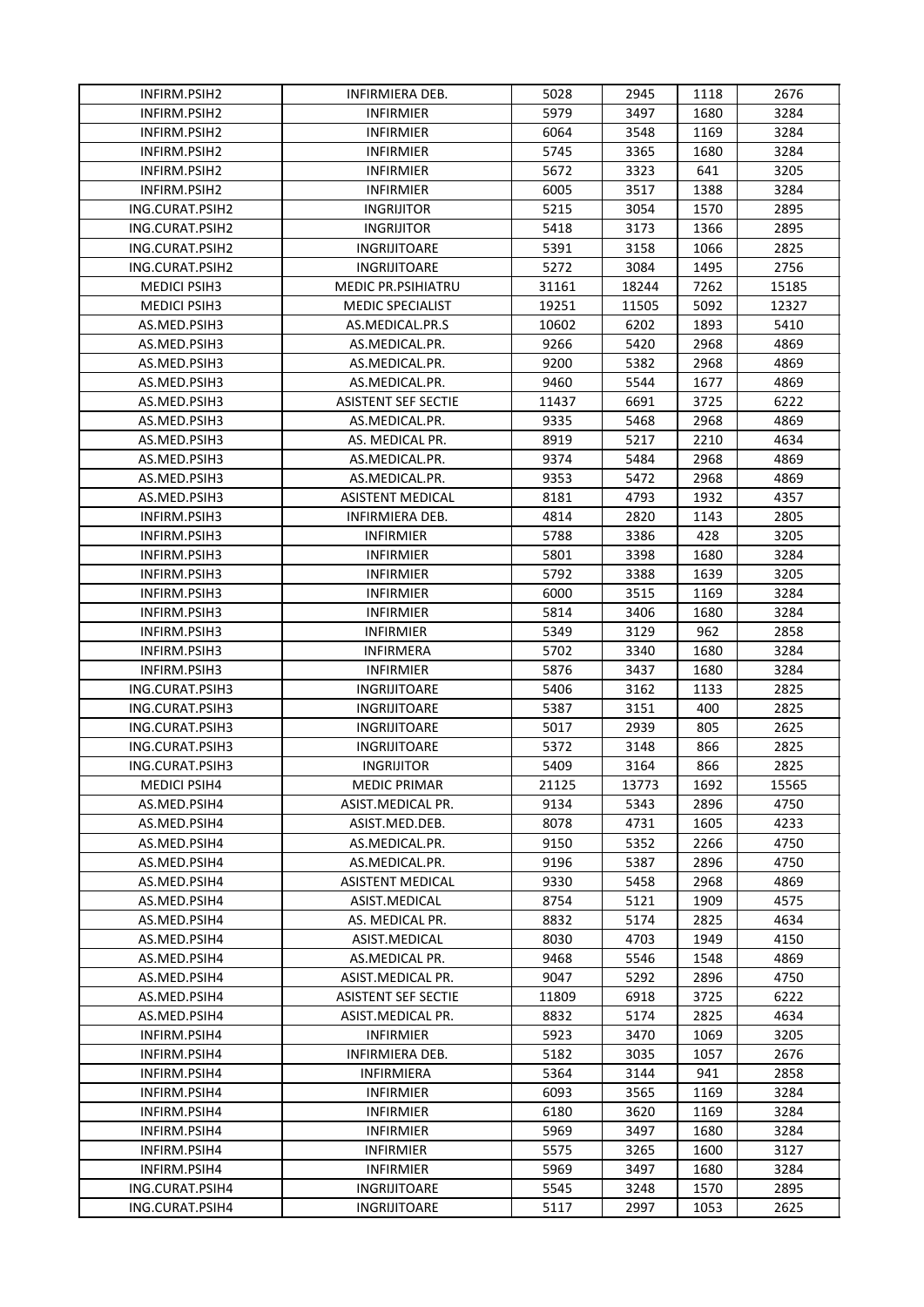| | | | | | |
|---|---|---|---|---|---|
| INFIRM.PSIH2 | INFIRMIERA DEB. | 5028 | 2945 | 1118 | 2676 |
| INFIRM.PSIH2 | INFIRMIER | 5979 | 3497 | 1680 | 3284 |
| INFIRM.PSIH2 | INFIRMIER | 6064 | 3548 | 1169 | 3284 |
| INFIRM.PSIH2 | INFIRMIER | 5745 | 3365 | 1680 | 3284 |
| INFIRM.PSIH2 | INFIRMIER | 5672 | 3323 | 641 | 3205 |
| INFIRM.PSIH2 | INFIRMIER | 6005 | 3517 | 1388 | 3284 |
| ING.CURAT.PSIH2 | INGRIJITOR | 5215 | 3054 | 1570 | 2895 |
| ING.CURAT.PSIH2 | INGRIJITOR | 5418 | 3173 | 1366 | 2895 |
| ING.CURAT.PSIH2 | INGRIJITOARE | 5391 | 3158 | 1066 | 2825 |
| ING.CURAT.PSIH2 | INGRIJITOARE | 5272 | 3084 | 1495 | 2756 |
| MEDICI PSIH3 | MEDIC PR.PSIHIATRU | 31161 | 18244 | 7262 | 15185 |
| MEDICI PSIH3 | MEDIC SPECIALIST | 19251 | 11505 | 5092 | 12327 |
| AS.MED.PSIH3 | AS.MEDICAL.PR.S | 10602 | 6202 | 1893 | 5410 |
| AS.MED.PSIH3 | AS.MEDICAL.PR. | 9266 | 5420 | 2968 | 4869 |
| AS.MED.PSIH3 | AS.MEDICAL.PR. | 9200 | 5382 | 2968 | 4869 |
| AS.MED.PSIH3 | AS.MEDICAL.PR. | 9460 | 5544 | 1677 | 4869 |
| AS.MED.PSIH3 | ASISTENT SEF SECTIE | 11437 | 6691 | 3725 | 6222 |
| AS.MED.PSIH3 | AS.MEDICAL.PR. | 9335 | 5468 | 2968 | 4869 |
| AS.MED.PSIH3 | AS. MEDICAL PR. | 8919 | 5217 | 2210 | 4634 |
| AS.MED.PSIH3 | AS.MEDICAL.PR. | 9374 | 5484 | 2968 | 4869 |
| AS.MED.PSIH3 | AS.MEDICAL.PR. | 9353 | 5472 | 2968 | 4869 |
| AS.MED.PSIH3 | ASISTENT MEDICAL | 8181 | 4793 | 1932 | 4357 |
| INFIRM.PSIH3 | INFIRMIERA DEB. | 4814 | 2820 | 1143 | 2805 |
| INFIRM.PSIH3 | INFIRMIER | 5788 | 3386 | 428 | 3205 |
| INFIRM.PSIH3 | INFIRMIER | 5801 | 3398 | 1680 | 3284 |
| INFIRM.PSIH3 | INFIRMIER | 5792 | 3388 | 1639 | 3205 |
| INFIRM.PSIH3 | INFIRMIER | 6000 | 3515 | 1169 | 3284 |
| INFIRM.PSIH3 | INFIRMIER | 5814 | 3406 | 1680 | 3284 |
| INFIRM.PSIH3 | INFIRMIER | 5349 | 3129 | 962 | 2858 |
| INFIRM.PSIH3 | INFIRMERA | 5702 | 3340 | 1680 | 3284 |
| INFIRM.PSIH3 | INFIRMIER | 5876 | 3437 | 1680 | 3284 |
| ING.CURAT.PSIH3 | INGRIJITOARE | 5406 | 3162 | 1133 | 2825 |
| ING.CURAT.PSIH3 | INGRIJITOARE | 5387 | 3151 | 400 | 2825 |
| ING.CURAT.PSIH3 | INGRIJITOARE | 5017 | 2939 | 805 | 2625 |
| ING.CURAT.PSIH3 | INGRIJITOARE | 5372 | 3148 | 866 | 2825 |
| ING.CURAT.PSIH3 | INGRIJITOR | 5409 | 3164 | 866 | 2825 |
| MEDICI PSIH4 | MEDIC PRIMAR | 21125 | 13773 | 1692 | 15565 |
| AS.MED.PSIH4 | ASIST.MEDICAL PR. | 9134 | 5343 | 2896 | 4750 |
| AS.MED.PSIH4 | ASIST.MED.DEB. | 8078 | 4731 | 1605 | 4233 |
| AS.MED.PSIH4 | AS.MEDICAL.PR. | 9150 | 5352 | 2266 | 4750 |
| AS.MED.PSIH4 | AS.MEDICAL.PR. | 9196 | 5387 | 2896 | 4750 |
| AS.MED.PSIH4 | ASISTENT MEDICAL | 9330 | 5458 | 2968 | 4869 |
| AS.MED.PSIH4 | ASIST.MEDICAL | 8754 | 5121 | 1909 | 4575 |
| AS.MED.PSIH4 | AS. MEDICAL PR. | 8832 | 5174 | 2825 | 4634 |
| AS.MED.PSIH4 | ASIST.MEDICAL | 8030 | 4703 | 1949 | 4150 |
| AS.MED.PSIH4 | AS.MEDICAL PR. | 9468 | 5546 | 1548 | 4869 |
| AS.MED.PSIH4 | ASIST.MEDICAL PR. | 9047 | 5292 | 2896 | 4750 |
| AS.MED.PSIH4 | ASISTENT SEF SECTIE | 11809 | 6918 | 3725 | 6222 |
| AS.MED.PSIH4 | ASIST.MEDICAL PR. | 8832 | 5174 | 2825 | 4634 |
| INFIRM.PSIH4 | INFIRMIER | 5923 | 3470 | 1069 | 3205 |
| INFIRM.PSIH4 | INFIRMIERA DEB. | 5182 | 3035 | 1057 | 2676 |
| INFIRM.PSIH4 | INFIRMIERA | 5364 | 3144 | 941 | 2858 |
| INFIRM.PSIH4 | INFIRMIER | 6093 | 3565 | 1169 | 3284 |
| INFIRM.PSIH4 | INFIRMIER | 6180 | 3620 | 1169 | 3284 |
| INFIRM.PSIH4 | INFIRMIER | 5969 | 3497 | 1680 | 3284 |
| INFIRM.PSIH4 | INFIRMIER | 5575 | 3265 | 1600 | 3127 |
| INFIRM.PSIH4 | INFIRMIER | 5969 | 3497 | 1680 | 3284 |
| ING.CURAT.PSIH4 | INGRIJITOARE | 5545 | 3248 | 1570 | 2895 |
| ING.CURAT.PSIH4 | INGRIJITOARE | 5117 | 2997 | 1053 | 2625 |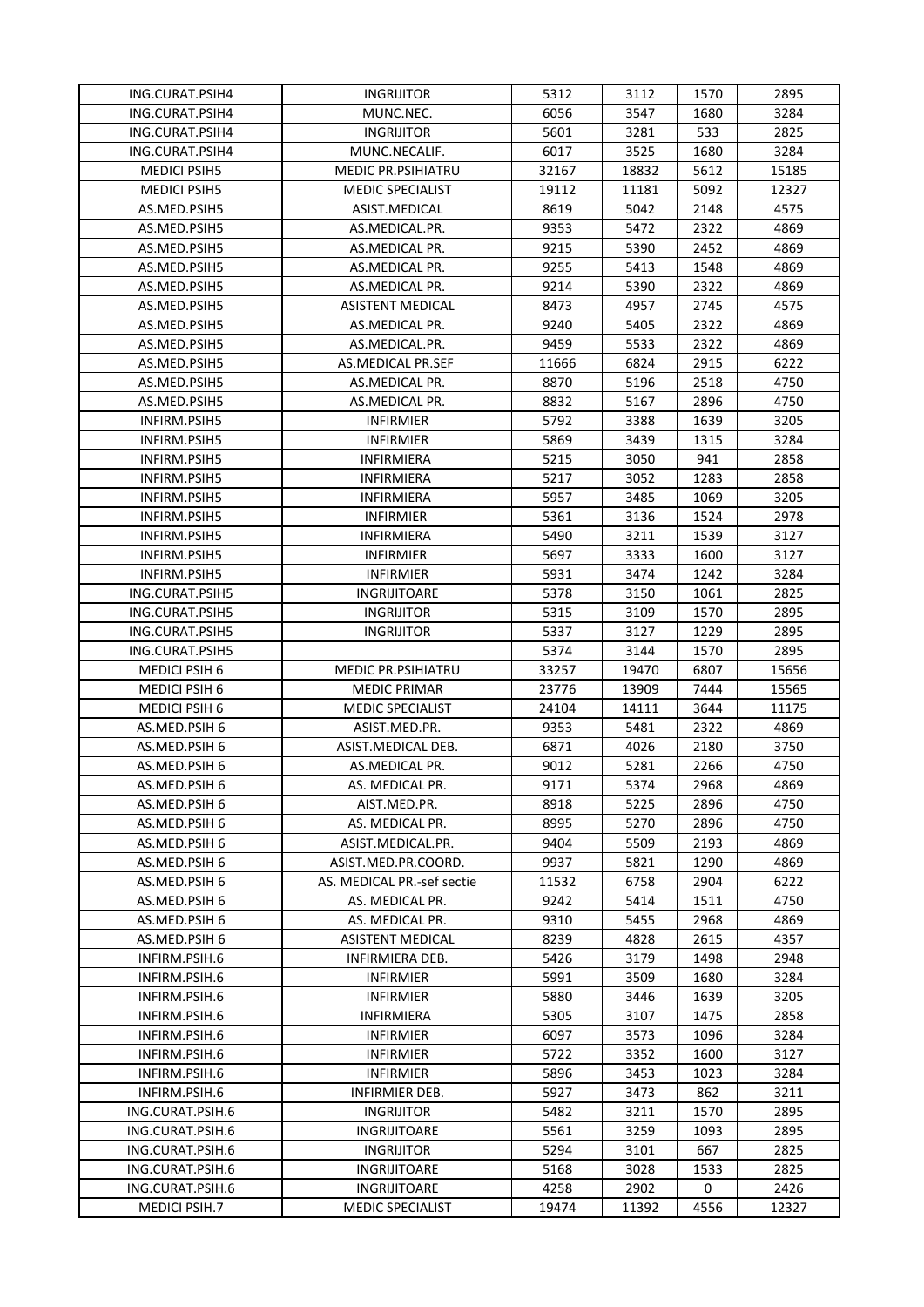| | | | | | |
|---|---|---|---|---|---|
| ING.CURAT.PSIH4 | INGRIJITOR | 5312 | 3112 | 1570 | 2895 |
| ING.CURAT.PSIH4 | MUNC.NEC. | 6056 | 3547 | 1680 | 3284 |
| ING.CURAT.PSIH4 | INGRIJITOR | 5601 | 3281 | 533 | 2825 |
| ING.CURAT.PSIH4 | MUNC.NECALIF. | 6017 | 3525 | 1680 | 3284 |
| MEDICI PSIH5 | MEDIC PR.PSIHIATRU | 32167 | 18832 | 5612 | 15185 |
| MEDICI PSIH5 | MEDIC SPECIALIST | 19112 | 11181 | 5092 | 12327 |
| AS.MED.PSIH5 | ASIST.MEDICAL | 8619 | 5042 | 2148 | 4575 |
| AS.MED.PSIH5 | AS.MEDICAL.PR. | 9353 | 5472 | 2322 | 4869 |
| AS.MED.PSIH5 | AS.MEDICAL PR. | 9215 | 5390 | 2452 | 4869 |
| AS.MED.PSIH5 | AS.MEDICAL PR. | 9255 | 5413 | 1548 | 4869 |
| AS.MED.PSIH5 | AS.MEDICAL PR. | 9214 | 5390 | 2322 | 4869 |
| AS.MED.PSIH5 | ASISTENT MEDICAL | 8473 | 4957 | 2745 | 4575 |
| AS.MED.PSIH5 | AS.MEDICAL PR. | 9240 | 5405 | 2322 | 4869 |
| AS.MED.PSIH5 | AS.MEDICAL.PR. | 9459 | 5533 | 2322 | 4869 |
| AS.MED.PSIH5 | AS.MEDICAL PR.SEF | 11666 | 6824 | 2915 | 6222 |
| AS.MED.PSIH5 | AS.MEDICAL PR. | 8870 | 5196 | 2518 | 4750 |
| AS.MED.PSIH5 | AS.MEDICAL PR. | 8832 | 5167 | 2896 | 4750 |
| INFIRM.PSIH5 | INFIRMIER | 5792 | 3388 | 1639 | 3205 |
| INFIRM.PSIH5 | INFIRMIER | 5869 | 3439 | 1315 | 3284 |
| INFIRM.PSIH5 | INFIRMIERA | 5215 | 3050 | 941 | 2858 |
| INFIRM.PSIH5 | INFIRMIERA | 5217 | 3052 | 1283 | 2858 |
| INFIRM.PSIH5 | INFIRMIERA | 5957 | 3485 | 1069 | 3205 |
| INFIRM.PSIH5 | INFIRMIER | 5361 | 3136 | 1524 | 2978 |
| INFIRM.PSIH5 | INFIRMIERA | 5490 | 3211 | 1539 | 3127 |
| INFIRM.PSIH5 | INFIRMIER | 5697 | 3333 | 1600 | 3127 |
| INFIRM.PSIH5 | INFIRMIER | 5931 | 3474 | 1242 | 3284 |
| ING.CURAT.PSIH5 | INGRIJITOARE | 5378 | 3150 | 1061 | 2825 |
| ING.CURAT.PSIH5 | INGRIJITOR | 5315 | 3109 | 1570 | 2895 |
| ING.CURAT.PSIH5 | INGRIJITOR | 5337 | 3127 | 1229 | 2895 |
| ING.CURAT.PSIH5 | | 5374 | 3144 | 1570 | 2895 |
| MEDICI PSIH 6 | MEDIC PR.PSIHIATRU | 33257 | 19470 | 6807 | 15656 |
| MEDICI PSIH 6 | MEDIC PRIMAR | 23776 | 13909 | 7444 | 15565 |
| MEDICI PSIH 6 | MEDIC SPECIALIST | 24104 | 14111 | 3644 | 11175 |
| AS.MED.PSIH 6 | ASIST.MED.PR. | 9353 | 5481 | 2322 | 4869 |
| AS.MED.PSIH 6 | ASIST.MEDICAL DEB. | 6871 | 4026 | 2180 | 3750 |
| AS.MED.PSIH 6 | AS.MEDICAL PR. | 9012 | 5281 | 2266 | 4750 |
| AS.MED.PSIH 6 | AS. MEDICAL PR. | 9171 | 5374 | 2968 | 4869 |
| AS.MED.PSIH 6 | AIST.MED.PR. | 8918 | 5225 | 2896 | 4750 |
| AS.MED.PSIH 6 | AS. MEDICAL PR. | 8995 | 5270 | 2896 | 4750 |
| AS.MED.PSIH 6 | ASIST.MEDICAL.PR. | 9404 | 5509 | 2193 | 4869 |
| AS.MED.PSIH 6 | ASIST.MED.PR.COORD. | 9937 | 5821 | 1290 | 4869 |
| AS.MED.PSIH 6 | AS. MEDICAL PR.-sef sectie | 11532 | 6758 | 2904 | 6222 |
| AS.MED.PSIH 6 | AS. MEDICAL PR. | 9242 | 5414 | 1511 | 4750 |
| AS.MED.PSIH 6 | AS. MEDICAL PR. | 9310 | 5455 | 2968 | 4869 |
| AS.MED.PSIH 6 | ASISTENT MEDICAL | 8239 | 4828 | 2615 | 4357 |
| INFIRM.PSIH.6 | INFIRMIERA DEB. | 5426 | 3179 | 1498 | 2948 |
| INFIRM.PSIH.6 | INFIRMIER | 5991 | 3509 | 1680 | 3284 |
| INFIRM.PSIH.6 | INFIRMIER | 5880 | 3446 | 1639 | 3205 |
| INFIRM.PSIH.6 | INFIRMIERA | 5305 | 3107 | 1475 | 2858 |
| INFIRM.PSIH.6 | INFIRMIER | 6097 | 3573 | 1096 | 3284 |
| INFIRM.PSIH.6 | INFIRMIER | 5722 | 3352 | 1600 | 3127 |
| INFIRM.PSIH.6 | INFIRMIER | 5896 | 3453 | 1023 | 3284 |
| INFIRM.PSIH.6 | INFIRMIER DEB. | 5927 | 3473 | 862 | 3211 |
| ING.CURAT.PSIH.6 | INGRIJITOR | 5482 | 3211 | 1570 | 2895 |
| ING.CURAT.PSIH.6 | INGRIJITOARE | 5561 | 3259 | 1093 | 2895 |
| ING.CURAT.PSIH.6 | INGRIJITOR | 5294 | 3101 | 667 | 2825 |
| ING.CURAT.PSIH.6 | INGRIJITOARE | 5168 | 3028 | 1533 | 2825 |
| ING.CURAT.PSIH.6 | INGRIJITOARE | 4258 | 2902 | 0 | 2426 |
| MEDICI PSIH.7 | MEDIC SPECIALIST | 19474 | 11392 | 4556 | 12327 |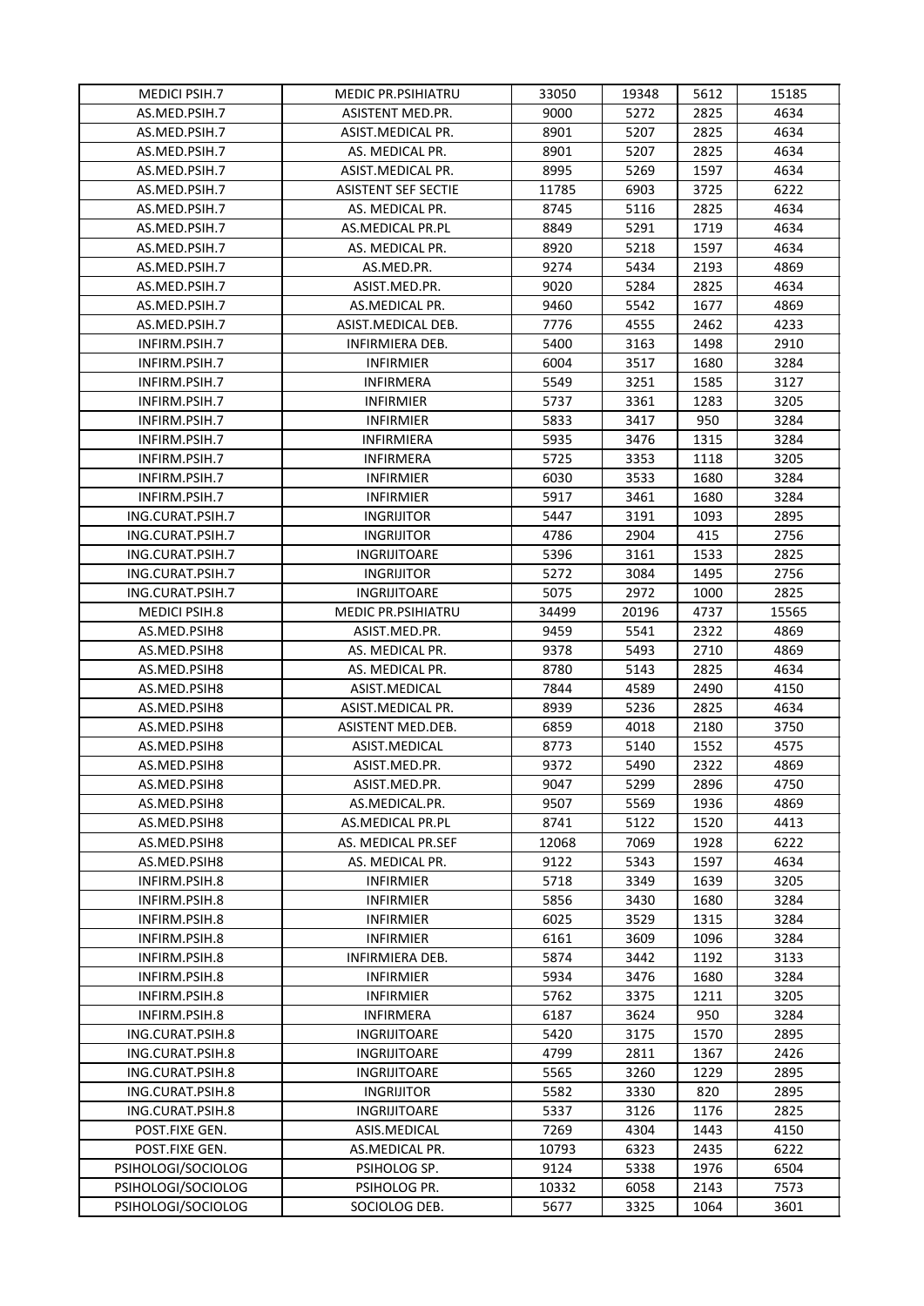| MEDICI PSIH.7 | MEDIC PR.PSIHIATRU | 33050 | 19348 | 5612 | 15185 |
|---|---|---|---|---|---|
| AS.MED.PSIH.7 | ASISTENT MED.PR. | 9000 | 5272 | 2825 | 4634 |
| AS.MED.PSIH.7 | ASIST.MEDICAL PR. | 8901 | 5207 | 2825 | 4634 |
| AS.MED.PSIH.7 | AS. MEDICAL PR. | 8901 | 5207 | 2825 | 4634 |
| AS.MED.PSIH.7 | ASIST.MEDICAL PR. | 8995 | 5269 | 1597 | 4634 |
| AS.MED.PSIH.7 | ASISTENT SEF SECTIE | 11785 | 6903 | 3725 | 6222 |
| AS.MED.PSIH.7 | AS. MEDICAL PR. | 8745 | 5116 | 2825 | 4634 |
| AS.MED.PSIH.7 | AS.MEDICAL PR.PL | 8849 | 5291 | 1719 | 4634 |
| AS.MED.PSIH.7 | AS. MEDICAL PR. | 8920 | 5218 | 1597 | 4634 |
| AS.MED.PSIH.7 | AS.MED.PR. | 9274 | 5434 | 2193 | 4869 |
| AS.MED.PSIH.7 | ASIST.MED.PR. | 9020 | 5284 | 2825 | 4634 |
| AS.MED.PSIH.7 | AS.MEDICAL PR. | 9460 | 5542 | 1677 | 4869 |
| AS.MED.PSIH.7 | ASIST.MEDICAL DEB. | 7776 | 4555 | 2462 | 4233 |
| INFIRM.PSIH.7 | INFIRMIERA DEB. | 5400 | 3163 | 1498 | 2910 |
| INFIRM.PSIH.7 | INFIRMIER | 6004 | 3517 | 1680 | 3284 |
| INFIRM.PSIH.7 | INFIRMERA | 5549 | 3251 | 1585 | 3127 |
| INFIRM.PSIH.7 | INFIRMIER | 5737 | 3361 | 1283 | 3205 |
| INFIRM.PSIH.7 | INFIRMIER | 5833 | 3417 | 950 | 3284 |
| INFIRM.PSIH.7 | INFIRMIERA | 5935 | 3476 | 1315 | 3284 |
| INFIRM.PSIH.7 | INFIRMERA | 5725 | 3353 | 1118 | 3205 |
| INFIRM.PSIH.7 | INFIRMIER | 6030 | 3533 | 1680 | 3284 |
| INFIRM.PSIH.7 | INFIRMIER | 5917 | 3461 | 1680 | 3284 |
| ING.CURAT.PSIH.7 | INGRIJITOR | 5447 | 3191 | 1093 | 2895 |
| ING.CURAT.PSIH.7 | INGRIJITOR | 4786 | 2904 | 415 | 2756 |
| ING.CURAT.PSIH.7 | INGRIJITOARE | 5396 | 3161 | 1533 | 2825 |
| ING.CURAT.PSIH.7 | INGRIJITOR | 5272 | 3084 | 1495 | 2756 |
| ING.CURAT.PSIH.7 | INGRIJITOARE | 5075 | 2972 | 1000 | 2825 |
| MEDICI PSIH.8 | MEDIC PR.PSIHIATRU | 34499 | 20196 | 4737 | 15565 |
| AS.MED.PSIH8 | ASIST.MED.PR. | 9459 | 5541 | 2322 | 4869 |
| AS.MED.PSIH8 | AS. MEDICAL PR. | 9378 | 5493 | 2710 | 4869 |
| AS.MED.PSIH8 | AS. MEDICAL PR. | 8780 | 5143 | 2825 | 4634 |
| AS.MED.PSIH8 | ASIST.MEDICAL | 7844 | 4589 | 2490 | 4150 |
| AS.MED.PSIH8 | ASIST.MEDICAL PR. | 8939 | 5236 | 2825 | 4634 |
| AS.MED.PSIH8 | ASISTENT MED.DEB. | 6859 | 4018 | 2180 | 3750 |
| AS.MED.PSIH8 | ASIST.MEDICAL | 8773 | 5140 | 1552 | 4575 |
| AS.MED.PSIH8 | ASIST.MED.PR. | 9372 | 5490 | 2322 | 4869 |
| AS.MED.PSIH8 | ASIST.MED.PR. | 9047 | 5299 | 2896 | 4750 |
| AS.MED.PSIH8 | AS.MEDICAL.PR. | 9507 | 5569 | 1936 | 4869 |
| AS.MED.PSIH8 | AS.MEDICAL PR.PL | 8741 | 5122 | 1520 | 4413 |
| AS.MED.PSIH8 | AS. MEDICAL PR.SEF | 12068 | 7069 | 1928 | 6222 |
| AS.MED.PSIH8 | AS. MEDICAL PR. | 9122 | 5343 | 1597 | 4634 |
| INFIRM.PSIH.8 | INFIRMIER | 5718 | 3349 | 1639 | 3205 |
| INFIRM.PSIH.8 | INFIRMIER | 5856 | 3430 | 1680 | 3284 |
| INFIRM.PSIH.8 | INFIRMIER | 6025 | 3529 | 1315 | 3284 |
| INFIRM.PSIH.8 | INFIRMIER | 6161 | 3609 | 1096 | 3284 |
| INFIRM.PSIH.8 | INFIRMIERA DEB. | 5874 | 3442 | 1192 | 3133 |
| INFIRM.PSIH.8 | INFIRMIER | 5934 | 3476 | 1680 | 3284 |
| INFIRM.PSIH.8 | INFIRMIER | 5762 | 3375 | 1211 | 3205 |
| INFIRM.PSIH.8 | INFIRMERA | 6187 | 3624 | 950 | 3284 |
| ING.CURAT.PSIH.8 | INGRIJITOARE | 5420 | 3175 | 1570 | 2895 |
| ING.CURAT.PSIH.8 | INGRIJITOARE | 4799 | 2811 | 1367 | 2426 |
| ING.CURAT.PSIH.8 | INGRIJITOARE | 5565 | 3260 | 1229 | 2895 |
| ING.CURAT.PSIH.8 | INGRIJITOR | 5582 | 3330 | 820 | 2895 |
| ING.CURAT.PSIH.8 | INGRIJITOARE | 5337 | 3126 | 1176 | 2825 |
| POST.FIXE GEN. | ASIS.MEDICAL | 7269 | 4304 | 1443 | 4150 |
| POST.FIXE GEN. | AS.MEDICAL PR. | 10793 | 6323 | 2435 | 6222 |
| PSIHOLOGI/SOCIOLOG | PSIHOLOG SP. | 9124 | 5338 | 1976 | 6504 |
| PSIHOLOGI/SOCIOLOG | PSIHOLOG PR. | 10332 | 6058 | 2143 | 7573 |
| PSIHOLOGI/SOCIOLOG | SOCIOLOG DEB. | 5677 | 3325 | 1064 | 3601 |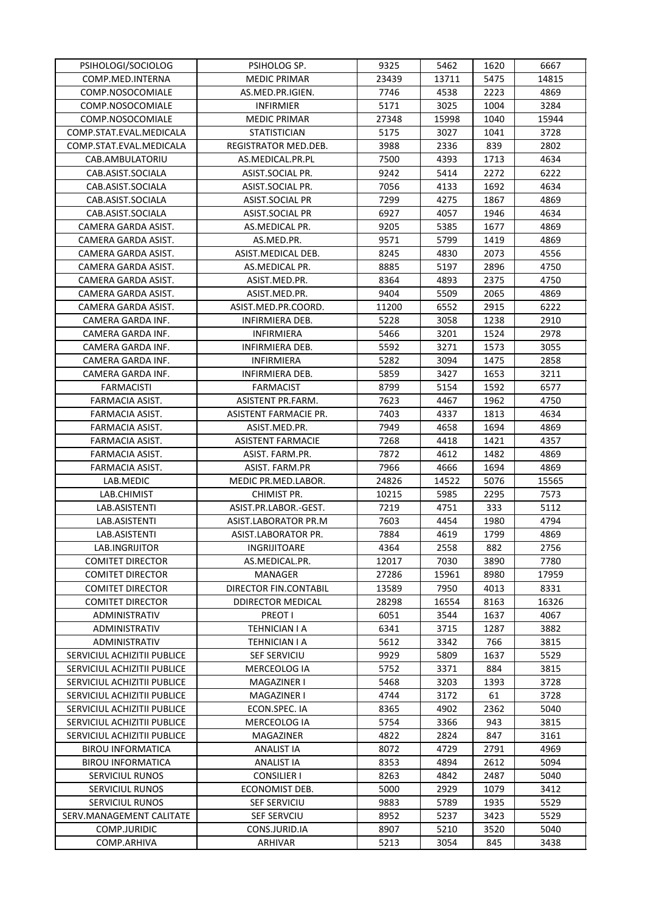| PSIHOLOGI/SOCIOLOG | PSIHOLOG SP. | 9325 | 5462 | 1620 | 6667 |
|---|---|---|---|---|---|
| COMP.MED.INTERNA | MEDIC PRIMAR | 23439 | 13711 | 5475 | 14815 |
| COMP.NOSOCOMIALE | AS.MED.PR.IGIEN. | 7746 | 4538 | 2223 | 4869 |
| COMP.NOSOCOMIALE | INFIRMIER | 5171 | 3025 | 1004 | 3284 |
| COMP.NOSOCOMIALE | MEDIC PRIMAR | 27348 | 15998 | 1040 | 15944 |
| COMP.STAT.EVAL.MEDICALA | STATISTICIAN | 5175 | 3027 | 1041 | 3728 |
| COMP.STAT.EVAL.MEDICALA | REGISTRATOR MED.DEB. | 3988 | 2336 | 839 | 2802 |
| CAB.AMBULATORIU | AS.MEDICAL.PR.PL | 7500 | 4393 | 1713 | 4634 |
| CAB.ASIST.SOCIALA | ASIST.SOCIAL PR. | 9242 | 5414 | 2272 | 6222 |
| CAB.ASIST.SOCIALA | ASIST.SOCIAL PR. | 7056 | 4133 | 1692 | 4634 |
| CAB.ASIST.SOCIALA | ASIST.SOCIAL PR | 7299 | 4275 | 1867 | 4869 |
| CAB.ASIST.SOCIALA | ASIST.SOCIAL PR | 6927 | 4057 | 1946 | 4634 |
| CAMERA GARDA ASIST. | AS.MEDICAL PR. | 9205 | 5385 | 1677 | 4869 |
| CAMERA GARDA ASIST. | AS.MED.PR. | 9571 | 5799 | 1419 | 4869 |
| CAMERA GARDA ASIST. | ASIST.MEDICAL DEB. | 8245 | 4830 | 2073 | 4556 |
| CAMERA GARDA ASIST. | AS.MEDICAL PR. | 8885 | 5197 | 2896 | 4750 |
| CAMERA GARDA ASIST. | ASIST.MED.PR. | 8364 | 4893 | 2375 | 4750 |
| CAMERA GARDA ASIST. | ASIST.MED.PR. | 9404 | 5509 | 2065 | 4869 |
| CAMERA GARDA ASIST. | ASIST.MED.PR.COORD. | 11200 | 6552 | 2915 | 6222 |
| CAMERA GARDA INF. | INFIRMIERA DEB. | 5228 | 3058 | 1238 | 2910 |
| CAMERA GARDA INF. | INFIRMIERA | 5466 | 3201 | 1524 | 2978 |
| CAMERA GARDA INF. | INFIRMIERA DEB. | 5592 | 3271 | 1573 | 3055 |
| CAMERA GARDA INF. | INFIRMIERA | 5282 | 3094 | 1475 | 2858 |
| CAMERA GARDA INF. | INFIRMIERA DEB. | 5859 | 3427 | 1653 | 3211 |
| FARMACISTI | FARMACIST | 8799 | 5154 | 1592 | 6577 |
| FARMACIA ASIST. | ASISTENT PR.FARM. | 7623 | 4467 | 1962 | 4750 |
| FARMACIA ASIST. | ASISTENT FARMACIE PR. | 7403 | 4337 | 1813 | 4634 |
| FARMACIA ASIST. | ASIST.MED.PR. | 7949 | 4658 | 1694 | 4869 |
| FARMACIA ASIST. | ASISTENT FARMACIE | 7268 | 4418 | 1421 | 4357 |
| FARMACIA ASIST. | ASIST. FARM.PR. | 7872 | 4612 | 1482 | 4869 |
| FARMACIA ASIST. | ASIST. FARM.PR | 7966 | 4666 | 1694 | 4869 |
| LAB.MEDIC | MEDIC PR.MED.LABOR. | 24826 | 14522 | 5076 | 15565 |
| LAB.CHIMIST | CHIMIST PR. | 10215 | 5985 | 2295 | 7573 |
| LAB.ASISTENTI | ASIST.PR.LABOR.-GEST. | 7219 | 4751 | 333 | 5112 |
| LAB.ASISTENTI | ASIST.LABORATOR PR.M | 7603 | 4454 | 1980 | 4794 |
| LAB.ASISTENTI | ASIST.LABORATOR PR. | 7884 | 4619 | 1799 | 4869 |
| LAB.INGRIJITOR | INGRIJITOARE | 4364 | 2558 | 882 | 2756 |
| COMITET DIRECTOR | AS.MEDICAL.PR. | 12017 | 7030 | 3890 | 7780 |
| COMITET DIRECTOR | MANAGER | 27286 | 15961 | 8980 | 17959 |
| COMITET DIRECTOR | DIRECTOR FIN.CONTABIL | 13589 | 7950 | 4013 | 8331 |
| COMITET DIRECTOR | DDIRECTOR MEDICAL | 28298 | 16554 | 8163 | 16326 |
| ADMINISTRATIV | PREOT I | 6051 | 3544 | 1637 | 4067 |
| ADMINISTRATIV | TEHNICIAN I A | 6341 | 3715 | 1287 | 3882 |
| ADMINISTRATIV | TEHNICIAN I A | 5612 | 3342 | 766 | 3815 |
| SERVICIUL ACHIZITII PUBLICE | SEF SERVICIU | 9929 | 5809 | 1637 | 5529 |
| SERVICIUL ACHIZITII PUBLICE | MERCEOLOG IA | 5752 | 3371 | 884 | 3815 |
| SERVICIUL ACHIZITII PUBLICE | MAGAZINER I | 5468 | 3203 | 1393 | 3728 |
| SERVICIUL ACHIZITII PUBLICE | MAGAZINER I | 4744 | 3172 | 61 | 3728 |
| SERVICIUL ACHIZITII PUBLICE | ECON.SPEC. IA | 8365 | 4902 | 2362 | 5040 |
| SERVICIUL ACHIZITII PUBLICE | MERCEOLOG IA | 5754 | 3366 | 943 | 3815 |
| SERVICIUL ACHIZITII PUBLICE | MAGAZINER | 4822 | 2824 | 847 | 3161 |
| BIROU INFORMATICA | ANALIST IA | 8072 | 4729 | 2791 | 4969 |
| BIROU INFORMATICA | ANALIST IA | 8353 | 4894 | 2612 | 5094 |
| SERVICIUL RUNOS | CONSILIER I | 8263 | 4842 | 2487 | 5040 |
| SERVICIUL RUNOS | ECONOMIST DEB. | 5000 | 2929 | 1079 | 3412 |
| SERVICIUL RUNOS | SEF SERVICIU | 9883 | 5789 | 1935 | 5529 |
| SERV.MANAGEMENT CALITATE | SEF SERVCIU | 8952 | 5237 | 3423 | 5529 |
| COMP.JURIDIC | CONS.JURID.IA | 8907 | 5210 | 3520 | 5040 |
| COMP.ARHIVA | ARHIVAR | 5213 | 3054 | 845 | 3438 |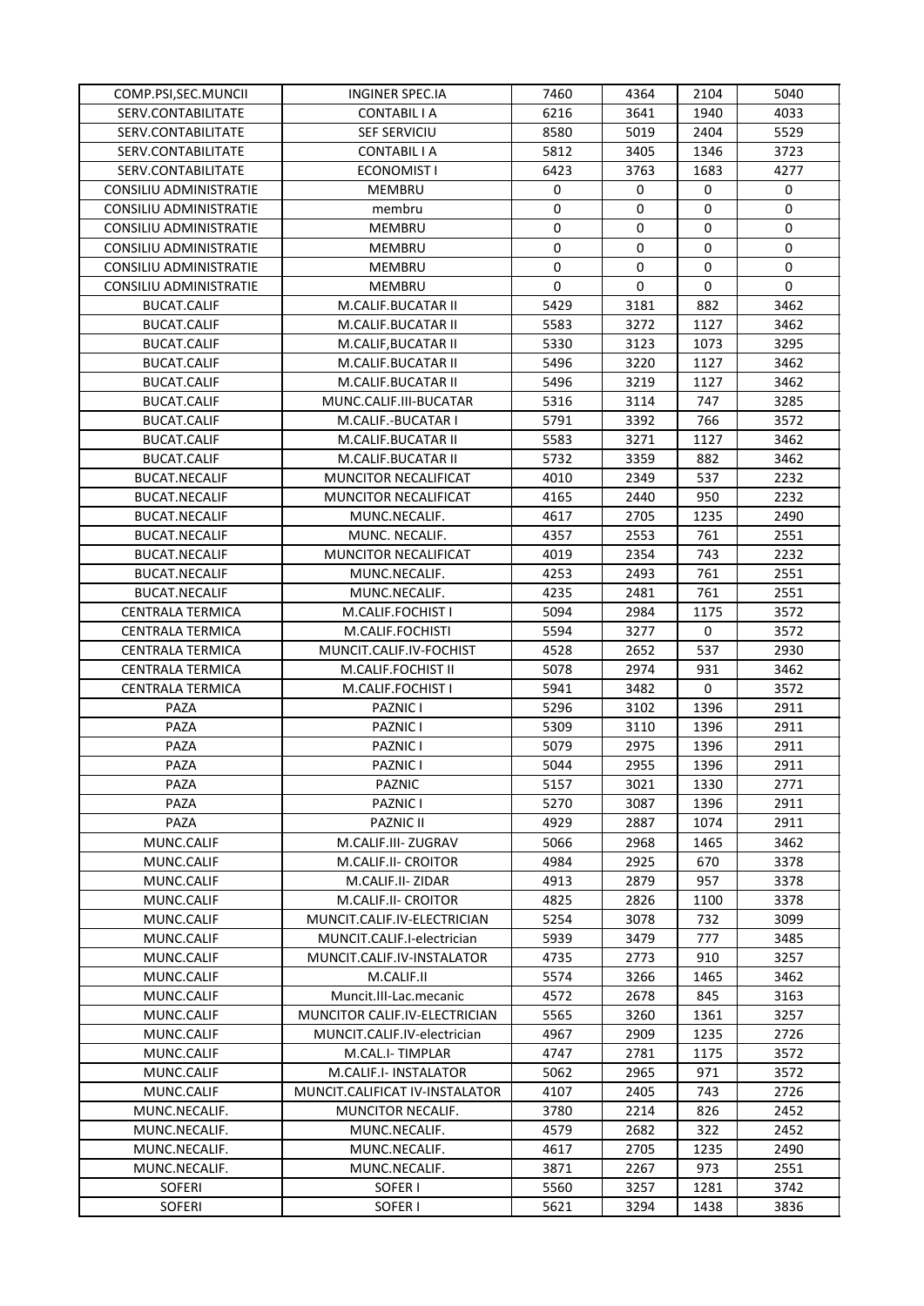| COMP.PSI,SEC.MUNCII | INGINER SPEC.IA | 7460 | 4364 | 2104 | 5040 |
|---|---|---|---|---|---|
| SERV.CONTABILITATE | CONTABIL I A | 6216 | 3641 | 1940 | 4033 |
| SERV.CONTABILITATE | SEF SERVICIU | 8580 | 5019 | 2404 | 5529 |
| SERV.CONTABILITATE | CONTABIL I A | 5812 | 3405 | 1346 | 3723 |
| SERV.CONTABILITATE | ECONOMIST I | 6423 | 3763 | 1683 | 4277 |
| CONSILIU ADMINISTRATIE | MEMBRU | 0 | 0 | 0 | 0 |
| CONSILIU ADMINISTRATIE | membru | 0 | 0 | 0 | 0 |
| CONSILIU ADMINISTRATIE | MEMBRU | 0 | 0 | 0 | 0 |
| CONSILIU ADMINISTRATIE | MEMBRU | 0 | 0 | 0 | 0 |
| CONSILIU ADMINISTRATIE | MEMBRU | 0 | 0 | 0 | 0 |
| BUCAT.CALIF | M.CALIF.BUCATAR II | 5429 | 3181 | 882 | 3462 |
| BUCAT.CALIF | M.CALIF.BUCATAR II | 5583 | 3272 | 1127 | 3462 |
| BUCAT.CALIF | M.CALIF,BUCATAR II | 5330 | 3123 | 1073 | 3295 |
| BUCAT.CALIF | M.CALIF.BUCATAR II | 5496 | 3220 | 1127 | 3462 |
| BUCAT.CALIF | M.CALIF.BUCATAR II | 5496 | 3219 | 1127 | 3462 |
| BUCAT.CALIF | MUNC.CALIF.III-BUCATAR | 5316 | 3114 | 747 | 3285 |
| BUCAT.CALIF | M.CALIF.-BUCATAR I | 5791 | 3392 | 766 | 3572 |
| BUCAT.CALIF | M.CALIF.BUCATAR II | 5583 | 3271 | 1127 | 3462 |
| BUCAT.CALIF | M.CALIF.BUCATAR II | 5732 | 3359 | 882 | 3462 |
| BUCAT.NECALIF | MUNCITOR NECALIFICAT | 4010 | 2349 | 537 | 2232 |
| BUCAT.NECALIF | MUNCITOR NECALIFICAT | 4165 | 2440 | 950 | 2232 |
| BUCAT.NECALIF | MUNC.NECALIF. | 4617 | 2705 | 1235 | 2490 |
| BUCAT.NECALIF | MUNC. NECALIF. | 4357 | 2553 | 761 | 2551 |
| BUCAT.NECALIF | MUNCITOR NECALIFICAT | 4019 | 2354 | 743 | 2232 |
| BUCAT.NECALIF | MUNC.NECALIF. | 4253 | 2493 | 761 | 2551 |
| BUCAT.NECALIF | MUNC.NECALIF. | 4235 | 2481 | 761 | 2551 |
| CENTRALA TERMICA | M.CALIF.FOCHIST I | 5094 | 2984 | 1175 | 3572 |
| CENTRALA TERMICA | M.CALIF.FOCHISTI | 5594 | 3277 | 0 | 3572 |
| CENTRALA TERMICA | MUNCIT.CALIF.IV-FOCHIST | 4528 | 2652 | 537 | 2930 |
| CENTRALA TERMICA | M.CALIF.FOCHIST II | 5078 | 2974 | 931 | 3462 |
| CENTRALA TERMICA | M.CALIF.FOCHIST I | 5941 | 3482 | 0 | 3572 |
| PAZA | PAZNIC I | 5296 | 3102 | 1396 | 2911 |
| PAZA | PAZNIC I | 5309 | 3110 | 1396 | 2911 |
| PAZA | PAZNIC I | 5079 | 2975 | 1396 | 2911 |
| PAZA | PAZNIC I | 5044 | 2955 | 1396 | 2911 |
| PAZA | PAZNIC | 5157 | 3021 | 1330 | 2771 |
| PAZA | PAZNIC I | 5270 | 3087 | 1396 | 2911 |
| PAZA | PAZNIC II | 4929 | 2887 | 1074 | 2911 |
| MUNC.CALIF | M.CALIF.III- ZUGRAV | 5066 | 2968 | 1465 | 3462 |
| MUNC.CALIF | M.CALIF.II- CROITOR | 4984 | 2925 | 670 | 3378 |
| MUNC.CALIF | M.CALIF.II- ZIDAR | 4913 | 2879 | 957 | 3378 |
| MUNC.CALIF | M.CALIF.II- CROITOR | 4825 | 2826 | 1100 | 3378 |
| MUNC.CALIF | MUNCIT.CALIF.IV-ELECTRICIAN | 5254 | 3078 | 732 | 3099 |
| MUNC.CALIF | MUNCIT.CALIF.I-electrician | 5939 | 3479 | 777 | 3485 |
| MUNC.CALIF | MUNCIT.CALIF.IV-INSTALATOR | 4735 | 2773 | 910 | 3257 |
| MUNC.CALIF | M.CALIF.II | 5574 | 3266 | 1465 | 3462 |
| MUNC.CALIF | Muncit.III-Lac.mecanic | 4572 | 2678 | 845 | 3163 |
| MUNC.CALIF | MUNCITOR CALIF.IV-ELECTRICIAN | 5565 | 3260 | 1361 | 3257 |
| MUNC.CALIF | MUNCIT.CALIF.IV-electrician | 4967 | 2909 | 1235 | 2726 |
| MUNC.CALIF | M.CAL.I- TIMPLAR | 4747 | 2781 | 1175 | 3572 |
| MUNC.CALIF | M.CALIF.I- INSTALATOR | 5062 | 2965 | 971 | 3572 |
| MUNC.CALIF | MUNCIT.CALIFICAT IV-INSTALATOR | 4107 | 2405 | 743 | 2726 |
| MUNC.NECALIF. | MUNCITOR NECALIF. | 3780 | 2214 | 826 | 2452 |
| MUNC.NECALIF. | MUNC.NECALIF. | 4579 | 2682 | 322 | 2452 |
| MUNC.NECALIF. | MUNC.NECALIF. | 4617 | 2705 | 1235 | 2490 |
| MUNC.NECALIF. | MUNC.NECALIF. | 3871 | 2267 | 973 | 2551 |
| SOFERI | SOFER I | 5560 | 3257 | 1281 | 3742 |
| SOFERI | SOFER I | 5621 | 3294 | 1438 | 3836 |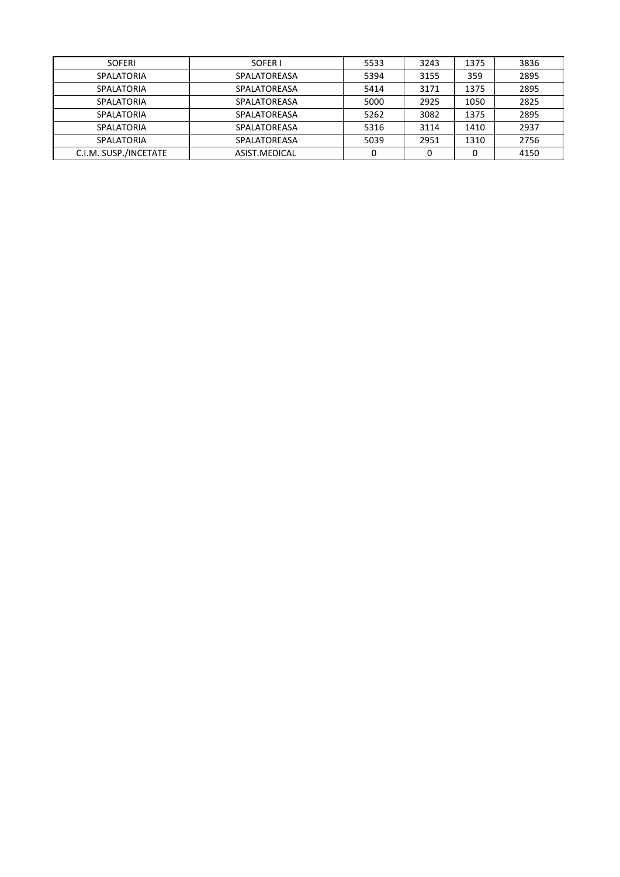| | | | | | |
|---|---|---|---|---|---|
| SOFERI | SOFER I | 5533 | 3243 | 1375 | 3836 |
| SPALATORIA | SPALATOREASA | 5394 | 3155 | 359 | 2895 |
| SPALATORIA | SPALATOREASA | 5414 | 3171 | 1375 | 2895 |
| SPALATORIA | SPALATOREASA | 5000 | 2925 | 1050 | 2825 |
| SPALATORIA | SPALATOREASA | 5262 | 3082 | 1375 | 2895 |
| SPALATORIA | SPALATOREASA | 5316 | 3114 | 1410 | 2937 |
| SPALATORIA | SPALATOREASA | 5039 | 2951 | 1310 | 2756 |
| C.I.M. SUSP./INCETATE | ASIST.MEDICAL | 0 | 0 | 0 | 4150 |